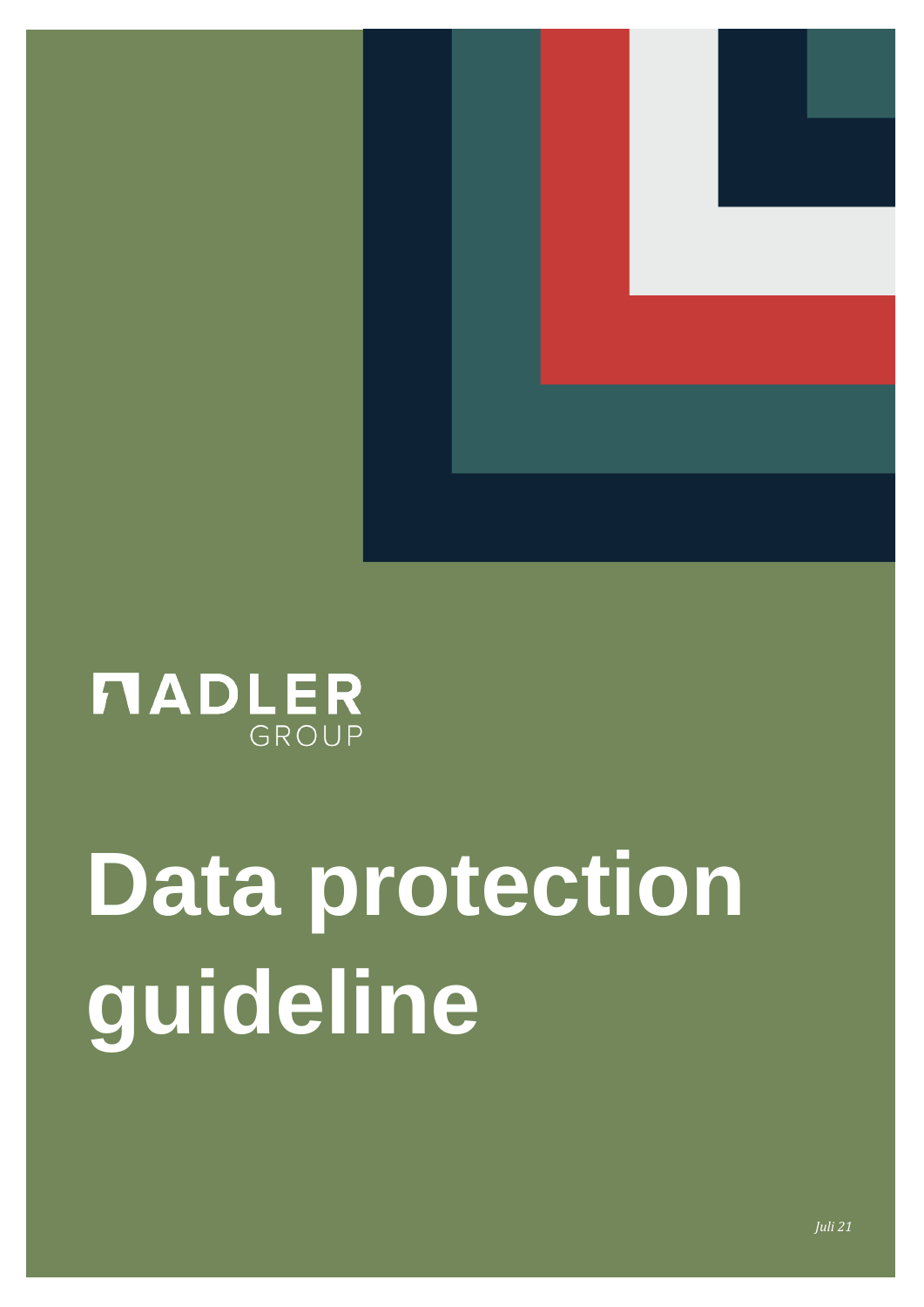ADLER GROUP

# Data protection guideline

*Juli 21*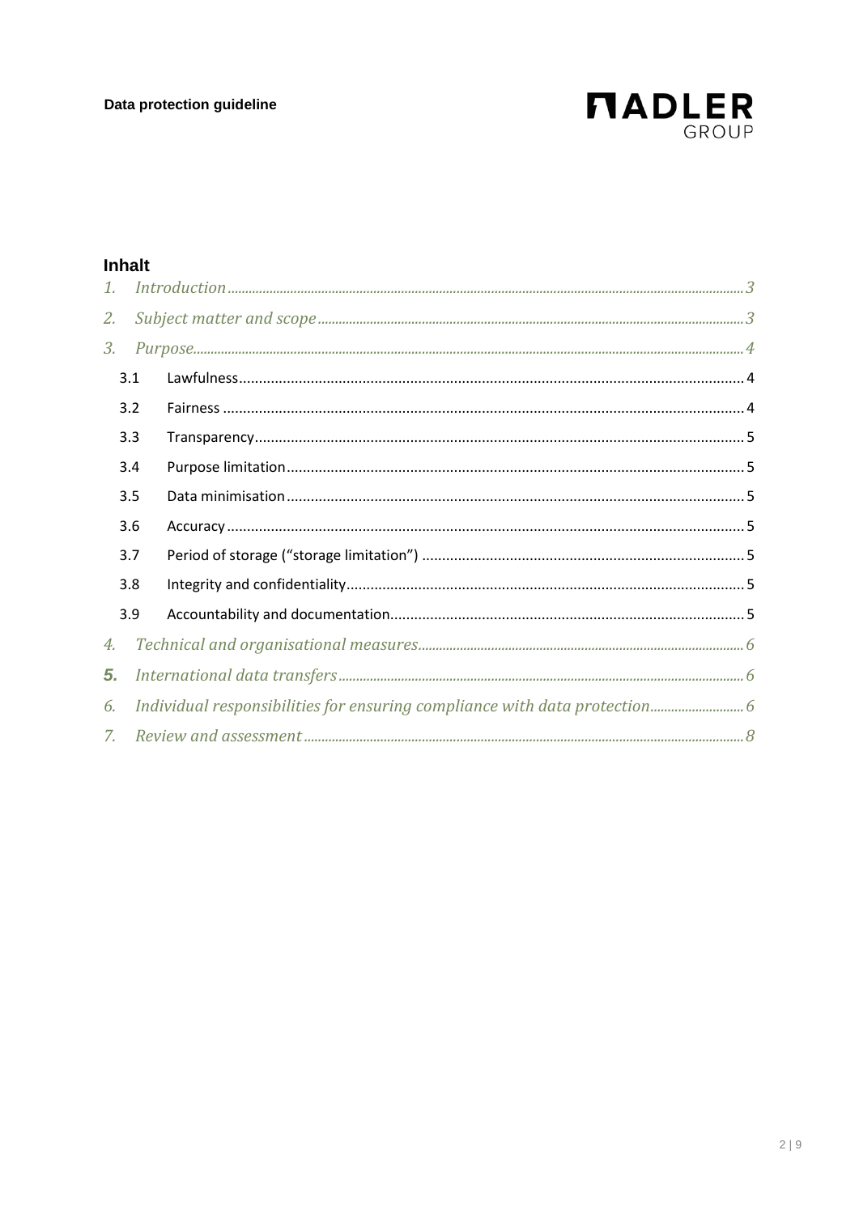## Inhalt

1. Introduction .......... 3
2. Subject matter and scope .......... 3
3. Purpose .......... 4
   - 3.1 Lawfulness .......... 4
   - 3.2 Fairness .......... 4
   - 3.3 Transparency .......... 5
   - 3.4 Purpose limitation .......... 5
   - 3.5 Data minimisation .......... 5
   - 3.6 Accuracy .......... 5
   - 3.7 Period of storage ("storage limitation") .......... 5
   - 3.8 Integrity and confidentiality .......... 5
   - 3.9 Accountability and documentation .......... 5
4. Technical and organisational measures .......... 6
5. International data transfers .......... 6
6. Individual responsibilities for ensuring compliance with data protection .......... 6
7. Review and assessment .......... 8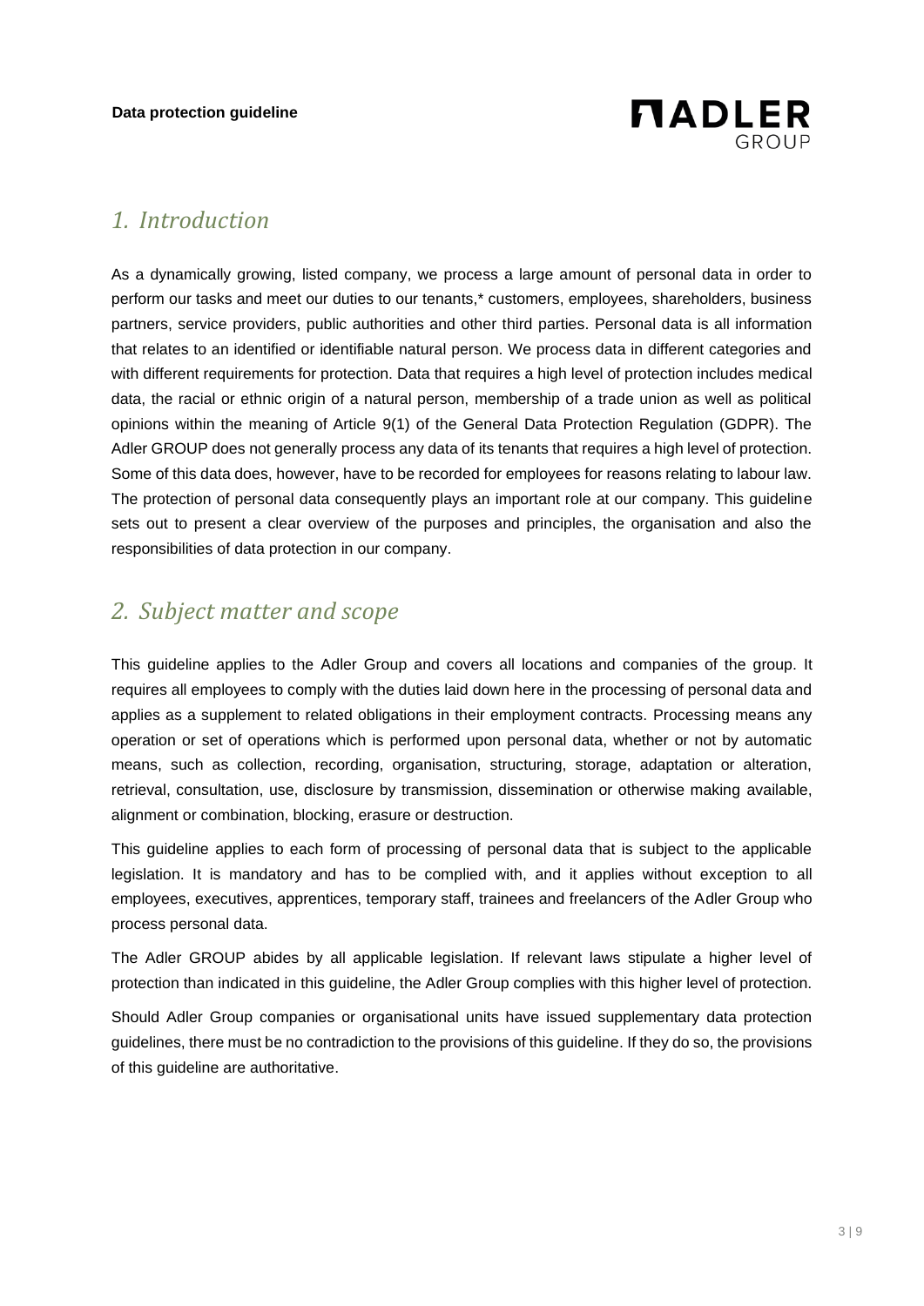## 1. Introduction

As a dynamically growing, listed company, we process a large amount of personal data in order to perform our tasks and meet our duties to our tenants,* customers, employees, shareholders, business partners, service providers, public authorities and other third parties. Personal data is all information that relates to an identified or identifiable natural person. We process data in different categories and with different requirements for protection. Data that requires a high level of protection includes medical data, the racial or ethnic origin of a natural person, membership of a trade union as well as political opinions within the meaning of Article 9(1) of the General Data Protection Regulation (GDPR). The Adler GROUP does not generally process any data of its tenants that requires a high level of protection. Some of this data does, however, have to be recorded for employees for reasons relating to labour law. The protection of personal data consequently plays an important role at our company. This guideline sets out to present a clear overview of the purposes and principles, the organisation and also the responsibilities of data protection in our company.

## 2. Subject matter and scope

This guideline applies to the Adler Group and covers all locations and companies of the group. It requires all employees to comply with the duties laid down here in the processing of personal data and applies as a supplement to related obligations in their employment contracts. Processing means any operation or set of operations which is performed upon personal data, whether or not by automatic means, such as collection, recording, organisation, structuring, storage, adaptation or alteration, retrieval, consultation, use, disclosure by transmission, dissemination or otherwise making available, alignment or combination, blocking, erasure or destruction.

This guideline applies to each form of processing of personal data that is subject to the applicable legislation. It is mandatory and has to be complied with, and it applies without exception to all employees, executives, apprentices, temporary staff, trainees and freelancers of the Adler Group who process personal data.

The Adler GROUP abides by all applicable legislation. If relevant laws stipulate a higher level of protection than indicated in this guideline, the Adler Group complies with this higher level of protection.

Should Adler Group companies or organisational units have issued supplementary data protection guidelines, there must be no contradiction to the provisions of this guideline. If they do so, the provisions of this guideline are authoritative.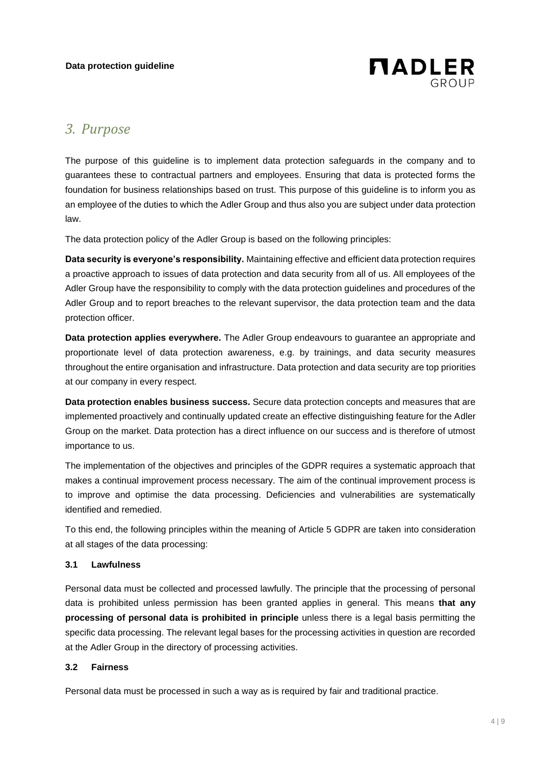## *3. Purpose*

The purpose of this guideline is to implement data protection safeguards in the company and to guarantees these to contractual partners and employees. Ensuring that data is protected forms the foundation for business relationships based on trust. This purpose of this guideline is to inform you as an employee of the duties to which the Adler Group and thus also you are subject under data protection law.

The data protection policy of the Adler Group is based on the following principles:

**Data security is everyone's responsibility.** Maintaining effective and efficient data protection requires a proactive approach to issues of data protection and data security from all of us. All employees of the Adler Group have the responsibility to comply with the data protection guidelines and procedures of the Adler Group and to report breaches to the relevant supervisor, the data protection team and the data protection officer.

**Data protection applies everywhere.** The Adler Group endeavours to guarantee an appropriate and proportionate level of data protection awareness, e.g. by trainings, and data security measures throughout the entire organisation and infrastructure. Data protection and data security are top priorities at our company in every respect.

**Data protection enables business success.** Secure data protection concepts and measures that are implemented proactively and continually updated create an effective distinguishing feature for the Adler Group on the market. Data protection has a direct influence on our success and is therefore of utmost importance to us.

The implementation of the objectives and principles of the GDPR requires a systematic approach that makes a continual improvement process necessary. The aim of the continual improvement process is to improve and optimise the data processing. Deficiencies and vulnerabilities are systematically identified and remedied.

To this end, the following principles within the meaning of Article 5 GDPR are taken into consideration at all stages of the data processing:

### 3.1 Lawfulness

Personal data must be collected and processed lawfully. The principle that the processing of personal data is prohibited unless permission has been granted applies in general. This means **that any processing of personal data is prohibited in principle** unless there is a legal basis permitting the specific data processing. The relevant legal bases for the processing activities in question are recorded at the Adler Group in the directory of processing activities.

### 3.2 Fairness

Personal data must be processed in such a way as is required by fair and traditional practice.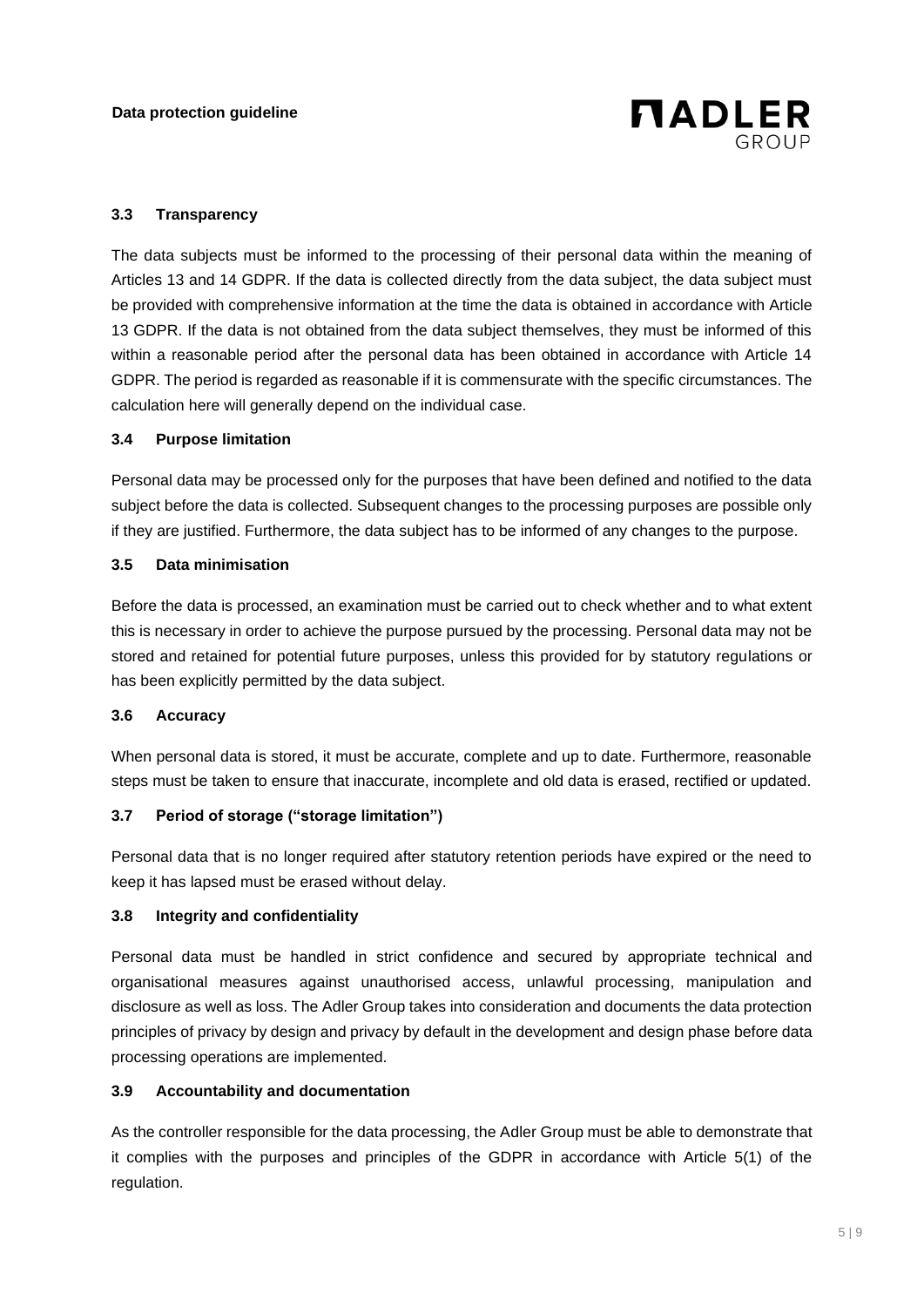### 3.3 Transparency

The data subjects must be informed to the processing of their personal data within the meaning of Articles 13 and 14 GDPR. If the data is collected directly from the data subject, the data subject must be provided with comprehensive information at the time the data is obtained in accordance with Article 13 GDPR. If the data is not obtained from the data subject themselves, they must be informed of this within a reasonable period after the personal data has been obtained in accordance with Article 14 GDPR. The period is regarded as reasonable if it is commensurate with the specific circumstances. The calculation here will generally depend on the individual case.

### 3.4 Purpose limitation

Personal data may be processed only for the purposes that have been defined and notified to the data subject before the data is collected. Subsequent changes to the processing purposes are possible only if they are justified. Furthermore, the data subject has to be informed of any changes to the purpose.

### 3.5 Data minimisation

Before the data is processed, an examination must be carried out to check whether and to what extent this is necessary in order to achieve the purpose pursued by the processing. Personal data may not be stored and retained for potential future purposes, unless this provided for by statutory regulations or has been explicitly permitted by the data subject.

### 3.6 Accuracy

When personal data is stored, it must be accurate, complete and up to date. Furthermore, reasonable steps must be taken to ensure that inaccurate, incomplete and old data is erased, rectified or updated.

### 3.7 Period of storage ("storage limitation")

Personal data that is no longer required after statutory retention periods have expired or the need to keep it has lapsed must be erased without delay.

### 3.8 Integrity and confidentiality

Personal data must be handled in strict confidence and secured by appropriate technical and organisational measures against unauthorised access, unlawful processing, manipulation and disclosure as well as loss. The Adler Group takes into consideration and documents the data protection principles of privacy by design and privacy by default in the development and design phase before data processing operations are implemented.

### 3.9 Accountability and documentation

As the controller responsible for the data processing, the Adler Group must be able to demonstrate that it complies with the purposes and principles of the GDPR in accordance with Article 5(1) of the regulation.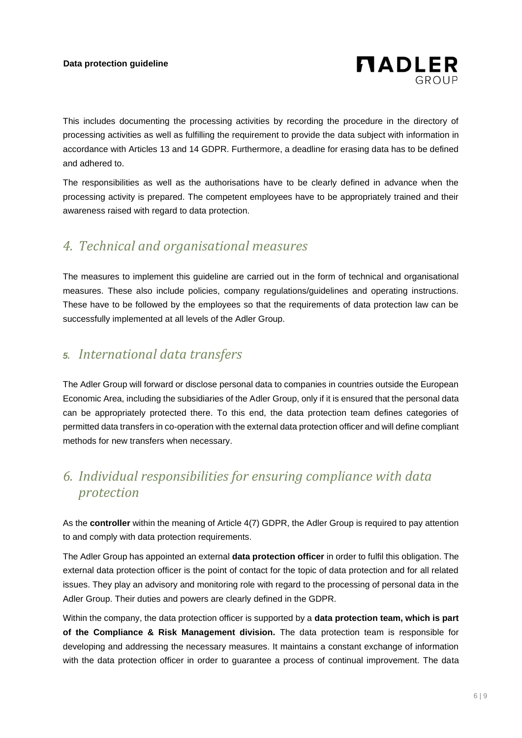This includes documenting the processing activities by recording the procedure in the directory of processing activities as well as fulfilling the requirement to provide the data subject with information in accordance with Articles 13 and 14 GDPR. Furthermore, a deadline for erasing data has to be defined and adhered to.

The responsibilities as well as the authorisations have to be clearly defined in advance when the processing activity is prepared. The competent employees have to be appropriately trained and their awareness raised with regard to data protection.

## 4. Technical and organisational measures

The measures to implement this guideline are carried out in the form of technical and organisational measures. These also include policies, company regulations/guidelines and operating instructions. These have to be followed by the employees so that the requirements of data protection law can be successfully implemented at all levels of the Adler Group.

## 5. International data transfers

The Adler Group will forward or disclose personal data to companies in countries outside the European Economic Area, including the subsidiaries of the Adler Group, only if it is ensured that the personal data can be appropriately protected there. To this end, the data protection team defines categories of permitted data transfers in co-operation with the external data protection officer and will define compliant methods for new transfers when necessary.

## 6. Individual responsibilities for ensuring compliance with data protection

As the **controller** within the meaning of Article 4(7) GDPR, the Adler Group is required to pay attention to and comply with data protection requirements.

The Adler Group has appointed an external **data protection officer** in order to fulfil this obligation. The external data protection officer is the point of contact for the topic of data protection and for all related issues. They play an advisory and monitoring role with regard to the processing of personal data in the Adler Group. Their duties and powers are clearly defined in the GDPR.

Within the company, the data protection officer is supported by a **data protection team, which is part of the Compliance & Risk Management division.** The data protection team is responsible for developing and addressing the necessary measures. It maintains a constant exchange of information with the data protection officer in order to guarantee a process of continual improvement. The data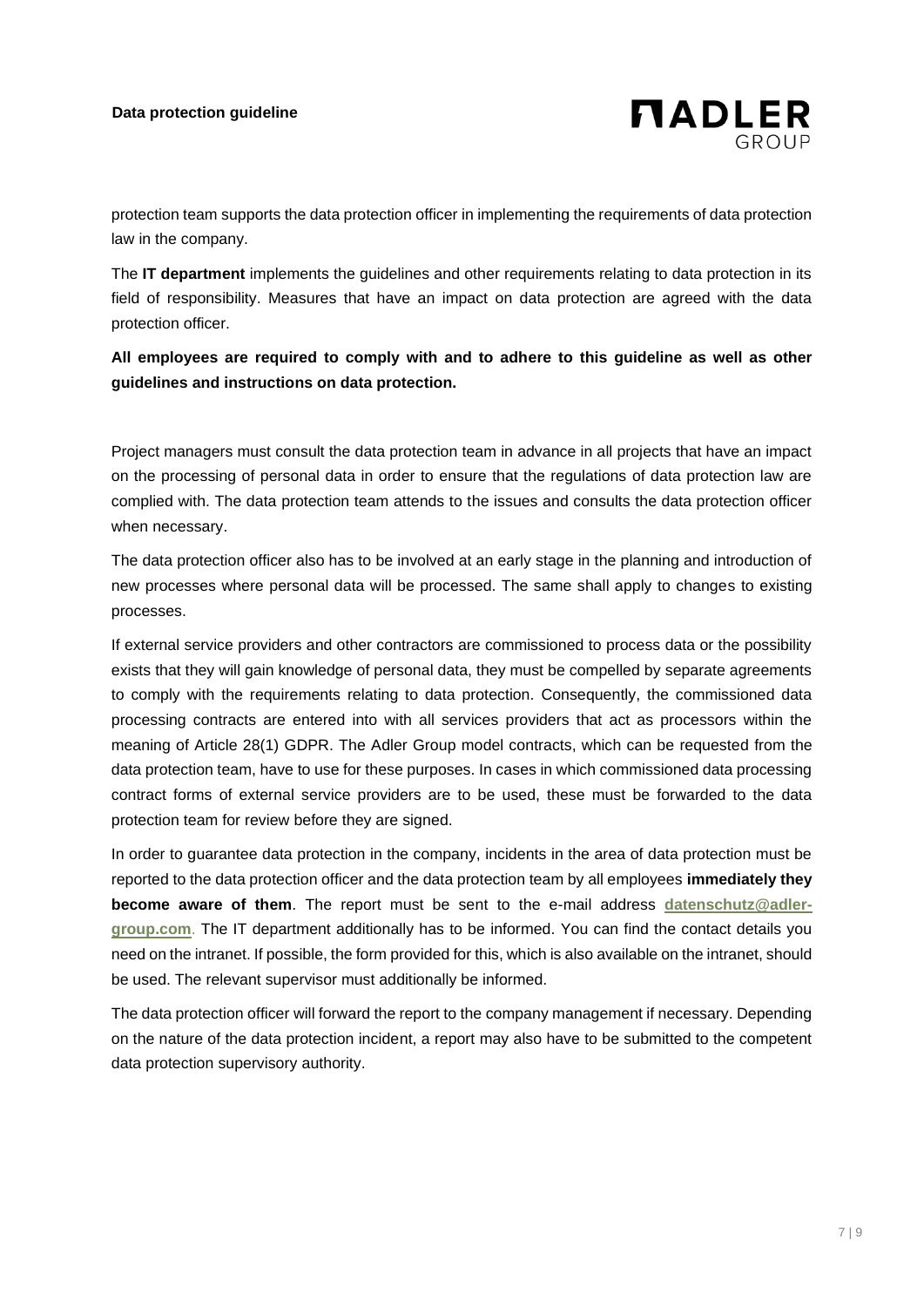protection team supports the data protection officer in implementing the requirements of data protection law in the company.

The **IT department** implements the guidelines and other requirements relating to data protection in its field of responsibility. Measures that have an impact on data protection are agreed with the data protection officer.

**All employees are required to comply with and to adhere to this guideline as well as other guidelines and instructions on data protection.**

Project managers must consult the data protection team in advance in all projects that have an impact on the processing of personal data in order to ensure that the regulations of data protection law are complied with. The data protection team attends to the issues and consults the data protection officer when necessary.

The data protection officer also has to be involved at an early stage in the planning and introduction of new processes where personal data will be processed. The same shall apply to changes to existing processes.

If external service providers and other contractors are commissioned to process data or the possibility exists that they will gain knowledge of personal data, they must be compelled by separate agreements to comply with the requirements relating to data protection. Consequently, the commissioned data processing contracts are entered into with all services providers that act as processors within the meaning of Article 28(1) GDPR. The Adler Group model contracts, which can be requested from the data protection team, have to use for these purposes. In cases in which commissioned data processing contract forms of external service providers are to be used, these must be forwarded to the data protection team for review before they are signed.

In order to guarantee data protection in the company, incidents in the area of data protection must be reported to the data protection officer and the data protection team by all employees **immediately they become aware of them**. The report must be sent to the e-mail address **datenschutz@adler-group.com**. The IT department additionally has to be informed. You can find the contact details you need on the intranet. If possible, the form provided for this, which is also available on the intranet, should be used. The relevant supervisor must additionally be informed.

The data protection officer will forward the report to the company management if necessary. Depending on the nature of the data protection incident, a report may also have to be submitted to the competent data protection supervisory authority.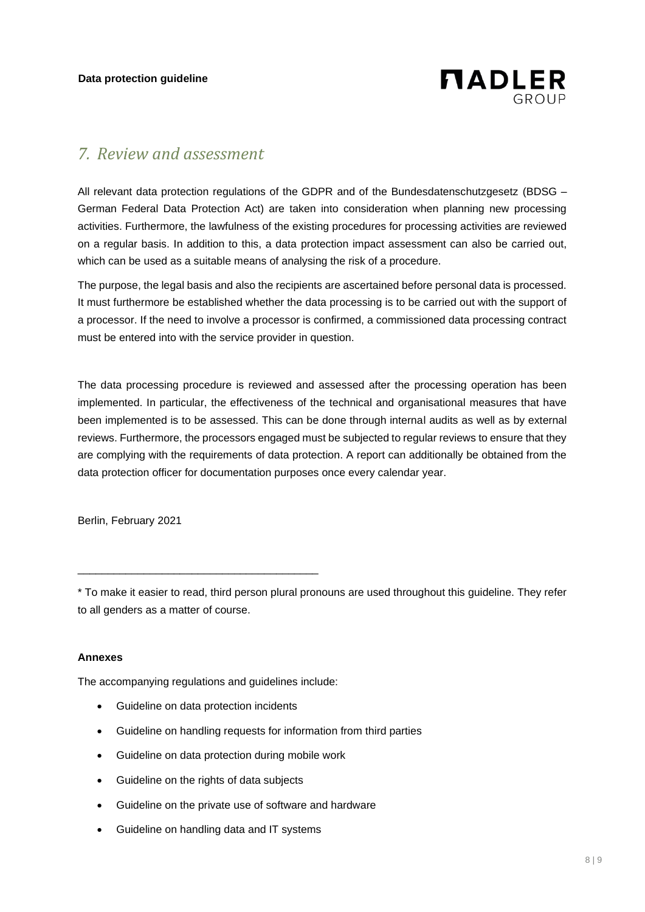## *7. Review and assessment*

All relevant data protection regulations of the GDPR and of the Bundesdatenschutzgesetz (BDSG – German Federal Data Protection Act) are taken into consideration when planning new processing activities. Furthermore, the lawfulness of the existing procedures for processing activities are reviewed on a regular basis. In addition to this, a data protection impact assessment can also be carried out, which can be used as a suitable means of analysing the risk of a procedure.

The purpose, the legal basis and also the recipients are ascertained before personal data is processed. It must furthermore be established whether the data processing is to be carried out with the support of a processor. If the need to involve a processor is confirmed, a commissioned data processing contract must be entered into with the service provider in question.

The data processing procedure is reviewed and assessed after the processing operation has been implemented. In particular, the effectiveness of the technical and organisational measures that have been implemented is to be assessed. This can be done through internal audits as well as by external reviews. Furthermore, the processors engaged must be subjected to regular reviews to ensure that they are complying with the requirements of data protection. A report can additionally be obtained from the data protection officer for documentation purposes once every calendar year.

Berlin, February 2021

---

* To make it easier to read, third person plural pronouns are used throughout this guideline. They refer to all genders as a matter of course.

**Annexes**

The accompanying regulations and guidelines include:

- Guideline on data protection incidents
- Guideline on handling requests for information from third parties
- Guideline on data protection during mobile work
- Guideline on the rights of data subjects
- Guideline on the private use of software and hardware
- Guideline on handling data and IT systems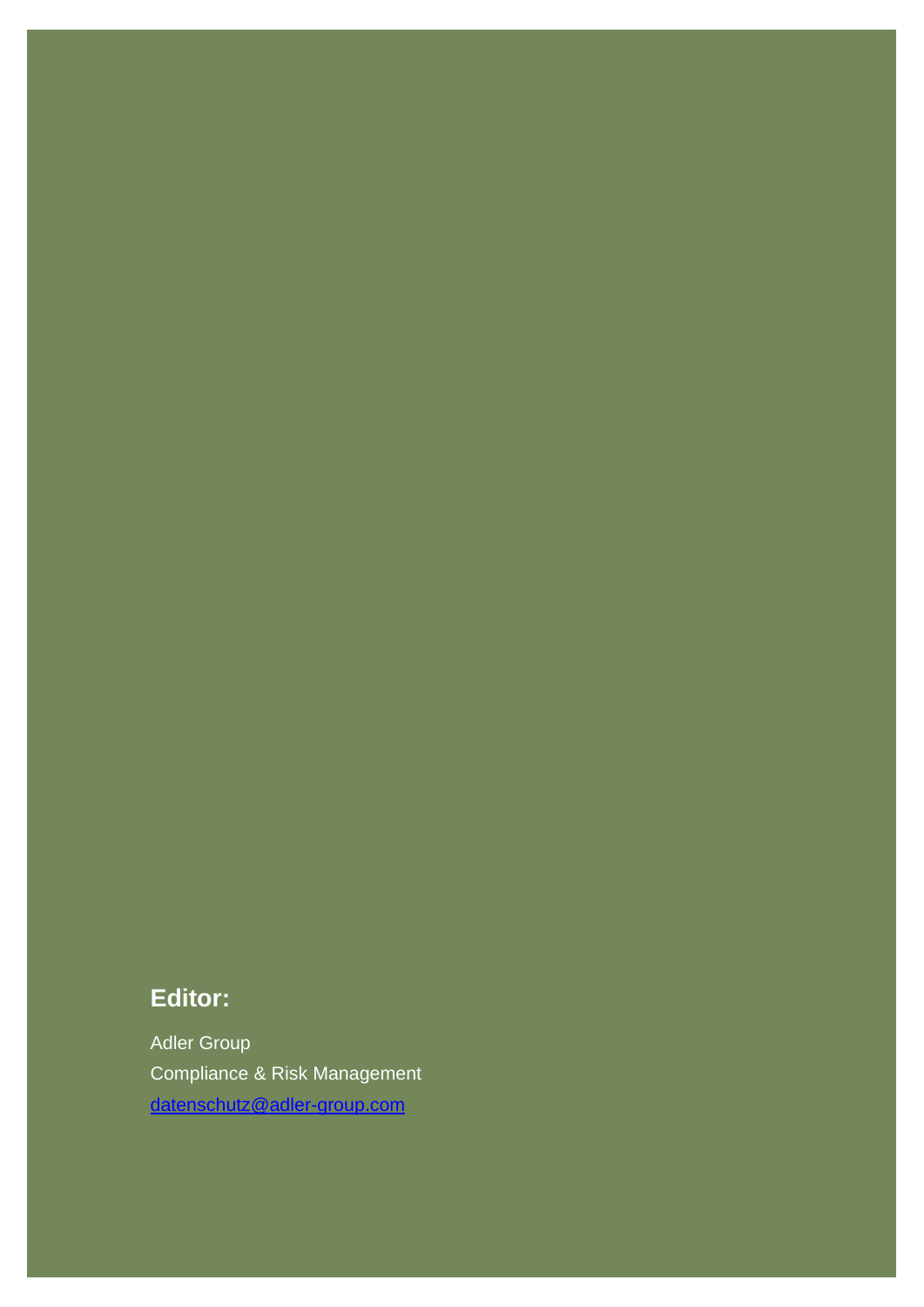**Editor:**

Adler Group
Compliance & Risk Management
datenschutz@adler-group.com